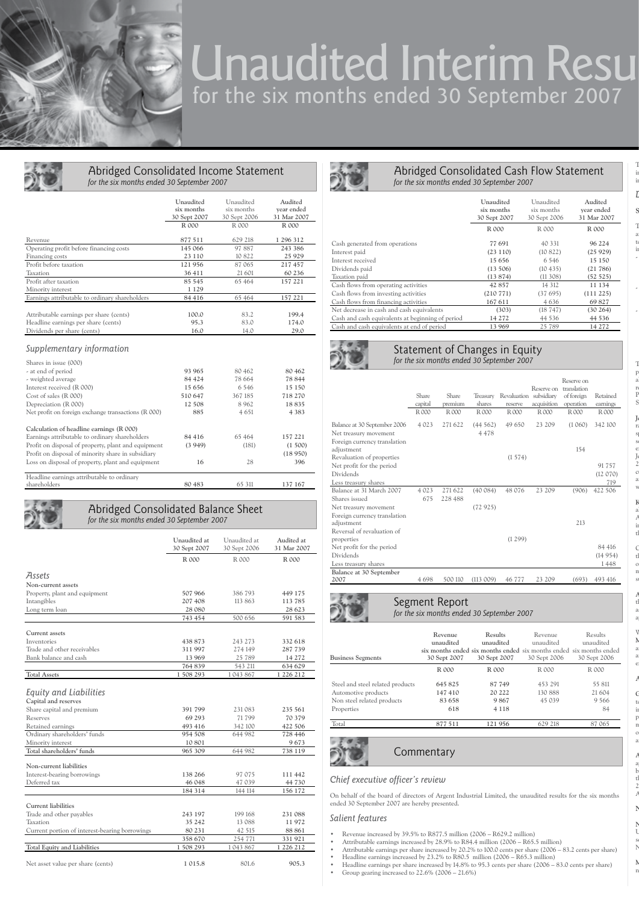# Unaudited Interim Resu

## for the six months ended 30 September 2007

## Abridged Consolidated Income Statement

*for the six months ended 30 September 2007*

| | Unaudited six months 30 Sept 2007 | Unaudited six months 30 Sept 2006 | Audited year ended 31 Mar 2007 |
|---|---|---|---|
| | R 000 | R 000 | R 000 |
| Revenue | 877 511 | 629 218 | 1 296 312 |
| Operating profit before financing costs | 145 066 | 97 887 | 243 386 |
| Financing costs | 23 110 | 10 822 | 25 929 |
| Profit before taxation | 121 956 | 87 065 | 217 457 |
| Taxation | 36 411 | 21 601 | 60 236 |
| Profit after taxation | 85 545 | 65 464 | 157 221 |
| Minority interest | 1 129 | | |
| Earnings attributable to ordinary shareholders | 84 416 | 65 464 | 157 221 |
| | | | |
| Attributable earnings per share (cents) | 100.0 | 83.2 | 199.4 |
| Headline earnings per share (cents) | 95.3 | 83.0 | 174.0 |
| Dividends per share (cents) | 16.0 | 14.0 | 29.0 |

### *Supplementary information*

| | | | |
|---|---|---|---|
| Shares in issue (000) | | | |
| - at end of period | 93 965 | 80 462 | 80 462 |
| - weighted average | 84 424 | 78 664 | 78 844 |
| Interest received (R 000) | 15 656 | 6 546 | 15 150 |
| Cost of sales (R 000) | 510 647 | 367 185 | 718 270 |
| Depreciation (R 000) | 12 508 | 8 962 | 18 835 |
| Net profit on foreign exchange transactions (R 000) | 885 | 4 651 | 4 383 |
| | | | |
| **Calculation of headline earnings (R 000)** | | | |
| Earnings attributable to ordinary shareholders | 84 416 | 65 464 | 157 221 |
| Profit on disposal of property, plant and equipment | (3 949) | (181) | (1 500) |
| Profit on disposal of minority share in subsidiary | | | (18 950) |
| Loss on disposal of property, plant and equipment | 16 | 28 | 396 |
| | | | |
| Headline earnings attributable to ordinary shareholders | 80 483 | 65 311 | 137 167 |

## Abridged Consolidated Balance Sheet

*for the six months ended 30 September 2007*

| | Unaudited at 30 Sept 2007 | Unaudited at 30 Sept 2006 | Audited at 31 Mar 2007 |
|---|---|---|---|
| | R 000 | R 000 | R 000 |
| ***Assets*** | | | |
| **Non-current assets** | | | |
| Property, plant and equipment | 507 966 | 386 793 | 449 175 |
| Intangibles | 207 408 | 113 863 | 113 785 |
| Long term loan | 28 080 | | 28 623 |
| | 743 454 | 500 656 | 591 583 |
| | | | |
| **Current assets** | | | |
| Inventories | 438 873 | 243 273 | 332 618 |
| Trade and other receivables | 311 997 | 274 149 | 287 739 |
| Bank balance and cash | 13 969 | 25 789 | 14 272 |
| | 764 839 | 543 211 | 634 629 |
| **Total Assets** | 1 508 293 | 1 043 867 | 1 226 212 |
| | | | |
| ***Equity and Liabilities*** | | | |
| **Capital and reserves** | | | |
| Share capital and premium | 391 799 | 231 083 | 235 561 |
| Reserves | 69 293 | 71 799 | 70 379 |
| Retained earnings | 493 416 | 342 100 | 422 506 |
| Ordinary shareholders' funds | 954 508 | 644 982 | 728 446 |
| Minority interest | 10 801 | | 9 673 |
| Total shareholders' funds | 965 309 | 644 982 | 738 119 |
| | | | |
| **Non-current liabilities** | | | |
| Interest-bearing borrowings | 138 266 | 97 075 | 111 442 |
| Deferred tax | 46 048 | 47 039 | 44 730 |
| | 184 314 | 144 114 | 156 172 |
| | | | |
| **Current liabilities** | | | |
| Trade and other payables | 243 197 | 199 168 | 231 088 |
| Taxation | 35 242 | 13 088 | 11 972 |
| Current portion of interest-bearing borrowings | 80 231 | 42 515 | 88 861 |
| | 358 670 | 254 771 | 331 921 |
| **Total Equity and Liabilities** | 1 508 293 | 1 043 867 | 1 226 212 |
| | | | |
| Net asset value per share (cents) | 1 015.8 | 801.6 | 905.3 |

## Abridged Consolidated Cash Flow Statement

*for the six months ended 30 September 2007*

| | Unaudited six months 30 Sept 2007 | Unaudited six months 30 Sept 2006 | Audited year ended 31 Mar 2007 |
|---|---|---|---|
| | R 000 | R 000 | R 000 |
| Cash generated from operations | 77 691 | 40 331 | 96 224 |
| Interest paid | (23 110) | (10 822) | (25 929) |
| Interest received | 15 656 | 6 546 | 15 150 |
| Dividends paid | (13 506) | (10 435) | (21 786) |
| Taxation paid | (13 874) | (11 308) | (52 525) |
| Cash flows from operating activities | 42 857 | 14 312 | 11 134 |
| Cash flows from investing activities | (210 771) | (37 695) | (111 225) |
| Cash flows from financing activities | 167 611 | 4 636 | 69 827 |
| Net decrease in cash and cash equivalents | (303) | (18 747) | (30 264) |
| Cash and cash equivalents at beginning of period | 14 272 | 44 536 | 44 536 |
| Cash and cash equivalents at end of period | 13 969 | 25 789 | 14 272 |

## Statement of Changes in Equity

*for the six months ended 30 September 2007*

| | Share capital | Share premium | Treasury shares | Revaluation reserve | Reserve on subsidiary acquisition | Reserve on translation of foreign operation | Retained earnings |
|---|---|---|---|---|---|---|---|
| | R 000 | R 000 | R 000 | R 000 | R 000 | R 000 | R 000 |
| Balance at 30 September 2006 | 4 023 | 271 622 | (44 562) | 49 650 | 23 209 | (1 060) | 342 100 |
| Net treasury movement | | | 4 478 | | | | |
| Foreign currency translation adjustment | | | | | | 154 | |
| Revaluation of properties | | | | (1 574) | | | |
| Net profit for the period | | | | | | | 91 757 |
| Dividends | | | | | | | (12 070) |
| Less treasury shares | | | | | | | 719 |
| Balance at 31 March 2007 | 4 023 | 271 622 | (40 084) | 48 076 | 23 209 | (906) | 422 506 |
| Shares issued | 675 | 228 488 | | | | | |
| Net treasury movement | | | (72 925) | | | | |
| Foreign currency translation adjustment | | | | | | 213 | |
| Reversal of revaluation of properties | | | | (1 299) | | | |
| Net profit for the period | | | | | | | 84 416 |
| Dividends | | | | | | | (14 954) |
| Less treasury shares | | | | | | | 1 448 |
| **Balance at 30 September 2007** | 4 698 | 500 110 | (113 009) | 46 777 | 23 209 | (693) | 493 416 |

## Segment Report

*for the six months ended 30 September 2007*

| Business Segments | Revenue unaudited six months ended 30 Sept 2007 | Results unaudited six months ended 30 Sept 2007 | Revenue unaudited six months ended 30 Sept 2006 | Results unaudited six months ended 30 Sept 2006 |
|---|---|---|---|---|
| | R 000 | R 000 | R 000 | R 000 |
| Steel and steel related products | 645 825 | 87 749 | 453 291 | 55 811 |
| Automotive products | 147 410 | 20 222 | 130 888 | 21 604 |
| Non steel related products | 83 658 | 9 867 | 45 039 | 9 566 |
| Properties | 618 | 4 118 | | 84 |
| | | | | |
| Total | 877 511 | 121 956 | 629 218 | 87 065 |

## Commentary

### *Chief executive officer's review*

On behalf of the board of directors of Argent Industrial Limited, the unaudited results for the six months ended 30 September 2007 are hereby presented.

### *Salient features*

- Revenue increased by 39.5% to R877.5 million (2006 – R629.2 million)
- Attributable earnings increased by 28.9% to R84.4 million (2006 – R65.5 million)
- Attributable earnings per share increased by 20.2% to 100.0 cents per share (2006 – 83.2 cents per share)
- Headline earnings increased by 23.2% to R80.5 million (2006 – R65.3 million)
- Headline earnings per share increased by 14.8% to 95.3 cents per share (2006 – 83.0 cents per share)
- Group gearing increased to 22.6% (2006 – 21.6%)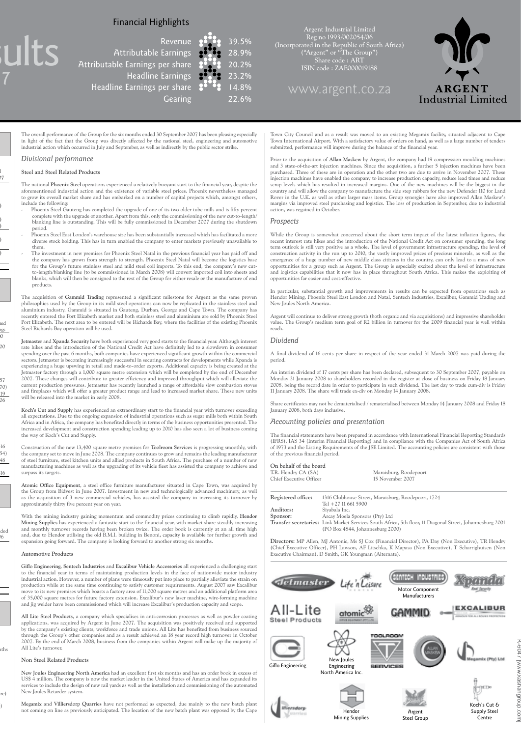## Financial Highlights

| | |
|---|---|
| Revenue | 39.5% |
| Attributable Earnings | 28.9% |
| Attributable Earnings per share | 20.2% |
| Headline Earnings | 23.2% |
| Headline Earnings per share | 14.8% |
| Gearing | 22.6% |

Argent Industrial Limited
Reg no 1993/002054/06
(Incorporated in the Republic of South Africa)
("Argent" or "The Group")
Share code : ART
ISIN code : ZAE000019188

www.argent.co.za

**ARGENT Industrial Limited**

The overall performance of the Group for the six months ended 30 September 2007 has been pleasing especially in light of the fact that the Group was directly affected by the national steel, engineering and automotive industrial action which occurred in July and September, as well as indirectly by the public sector strike.

## Divisional performance

### Steel and Steel Related Products

The national **Phoenix Steel** operations experienced a relatively buoyant start to the financial year, despite the aforementioned industrial action and the existence of variable steel prices. Phoenix nevertheless managed to grow its overall market share and has embarked on a number of capital projects which, amongst others, include the following:

- Phoenix Steel Gauteng has completed the upgrade of one of its two older tube mills and is fifty percent complete with the upgrade of another. Apart from this, only the commissioning of the new cut-to-length/blanking line is outstanding. This will be fully commissioned in December 2007 during the shutdown period.
- Phoenix Steel East London's warehouse size has been substantially increased which has facilitated a more diverse stock holding. This has in turn enabled the company to enter markets previously unavailable to them.
- The investment in new premises for Phoenix Steel Natal in the previous financial year has paid off and the company has grown from strength to strength. Phoenix Steel Natal will become the logistics base for the Group's future stainless steel and mild steel coil imports. To this end, the company's new cut-to-length/blanking line (to be commissioned in March 2008) will convert imported coil into sheets and blanks, which will then be consigned to the rest of the Group for either resale or the manufacture of end products.

The acquisition of **Gammid Trading** represented a significant milestone for Argent as the same proven philosophies used by the Group in its mild steel operations can now be replicated in the stainless steel and aluminium industry. Gammid is situated in Gauteng, Durban, George and Cape Town. The company has recently entered the Port Elizabeth market and both stainless steel and aluminium are sold by Phoenix Steel Port Elizabeth. The next area to be entered will be Richards Bay, where the facilities of the existing Phoenix Steel Richards Bay operation will be used.

**Jetmaster** and **Xpanda Security** have both experienced very good starts to the financial year. Although interest rate hikes and the introduction of the National Credit Act have definitely led to a slowdown in consumer spending over the past 6 months, both companies have experienced significant growth within the commercial sectors. Jetmaster is becoming increasingly successful in securing contracts for developments while Xpanda is experiencing a huge upswing in retail and made-to-order exports. Additional capacity is being created at the Jetmaster factory through a 1,000 square metre extension which will be completed by the end of December 2007. These changes will contribute to greater efficiency and improved throughput which will alleviate the current production pressures. Jetmaster has recently launched a range of affordable slow combustion stoves and fireplaces which will offer a greater product range and lead to increased market share. These new units will be released into the market in early 2008.

**Koch's Cut and Supply** has experienced an extraordinary start to the financial year with turnover exceeding all expectations. Due to the ongoing expansion of industrial operations such as sugar mills both within South Africa and in Africa, the company has benefited directly in terms of the business opportunities presented. The increased development and construction spending leading up to 2010 has also seen a lot of business coming the way of Koch's Cut and Supply.

Construction of the new 13,400 square metre premises for **Toolroom Services** is progressing smoothly, with the company set to move in June 2008. The company continues to grow and remains the leading manufacturer of steel furniture, steel kitchen units and allied products in South Africa. The purchase of a number of new manufacturing machines as well as the upgrading of its vehicle fleet has assisted the company to achieve and surpass its targets.

**Atomic Office Equipment**, a steel office furniture manufacturer situated in Cape Town, was acquired by the Group from Bidvest in June 2007. Investment in new and technologically advanced machinery, as well as the acquisition of 3 new commercial vehicles, has assisted the company in increasing its turnover by approximately thirty five percent year on year.

With the mining industry gaining momentum and commodity prices continuing to climb rapidly, **Hendor Mining Supplies** has experienced a fantastic start to the financial year, with market share steadily increasing and monthly turnover records having been broken twice. The order book is currently at an all time high and, due to Hendor utilising the old B.M.I. building in Benoni, capacity is available for further growth and expansion going forward. The company is looking forward to another strong six months.

### Automotive Products

**Giflo Engineering, Sentech Industries** and **Excalibur Vehicle Accessories** all experienced a challenging start to the financial year in terms of maintaining production levels in the face of nationwide motor industry industrial action. However, a number of plans were timeously put into place to partially alleviate the strain on production while at the same time continuing to satisfy customer requirements. August 2007 saw Excalibur move to its new premises which boasts a factory area of 11,000 square metres and an additional platform area of 35,000 square metres for future factory extension. Excalibur's new laser machine, wire-forming machine and jig welder have been commissioned which will increase Excalibur's production capacity and scope.

**All Lite Steel Products**, a company which specialises in anti-corrosion processes as well as powder coating applications, was acquired by Argent in June 2007. The acquisition was positively received and supported by the company's existing clients, workforce and trade unions. All Lite has benefited from business sourced through the Group's other companies and as a result achieved an 18 year record high turnover in October 2007. By the end of March 2008, business from the companies within Argent will make up the majority of All Lite's turnover.

### Non Steel Related Products

**New Joules Engineering North America** had an excellent first six months and has an order book in excess of US$ 4 million. The company is now the market leader in the United States of America and has expanded its services to include the design of new rail yards as well as the installation and commissioning of the automated New Joules Retarder system.

**Megamix** and **Villiersdorp Quarries** have not performed as expected, due mainly to the new batch plant not coming on line as previously anticipated. The location of the new batch plant was opposed by the Cape Town City Council and as a result was moved to an existing Megamix facility, situated adjacent to Cape Town International Airport. With a satisfactory value of orders on hand, as well as a large number of tenders submitted, performance will improve during the balance of the financial year.

Prior to the acquisition of **Allan Maskew** by Argent, the company had 19 compression moulding machines and 3 state-of-the-art injection machines. Since the acquisition, a further 5 injection machines have been purchased. Three of these are in operation and the other two are due to arrive in November 2007. These injection machines have enabled the company to increase production capacity, reduce lead times and reduce scrap levels which has resulted in increased margins. One of the new machines will be the biggest in the country and will allow the company to manufacture the side step rubbers for the new Defender 110 for Land Rover in the U.K. as well as other larger mass items. Group synergies have also improved Allan Maskew's margins via improved steel purchasing and logistics. The loss of production in September, due to industrial action, was regained in October.

## Prospects

While the Group is somewhat concerned about the short term impact of the latest inflation figures, the recent interest rate hikes and the introduction of the National Credit Act on consumer spending, the long term outlook is still very positive as a whole. The level of government infrastructure spending, the level of construction activity in the run up to 2010, the vastly improved prices of precious minerals, as well as the emergence of a huge number of new middle class citizens in the country, can only lead to a mass of new opportunities for a group such as Argent. The Group is especially excited about the level of infrastructure and logistics capabilities that it now has in place throughout South Africa. This makes the exploiting of opportunities far easier and cost-effective.

In particular, substantial growth and improvements in results can be expected from operations such as Hendor Mining, Phoenix Steel East London and Natal, Sentech Industries, Excalibur, Gammid Trading and New Joules North America.

Argent will continue to deliver strong growth (both organic and via acquisitions) and impressive shareholder value. The Group's medium term goal of R2 billion in turnover for the 2009 financial year is well within reach.

## Dividend

A final dividend of 16 cents per share in respect of the year ended 31 March 2007 was paid during the period.

An interim dividend of 17 cents per share has been declared, subsequent to 30 September 2007, payable on Monday 21 January 2008 to shareholders recorded in the register at close of business on Friday 18 January 2008, being the record date in order to participate in such dividend. The last day to trade cum-div is Friday 11 January 2008. The share will trade ex-div on Monday 14 January 2008.

Share certificates may not be dematerialised / rematerialised between Monday 14 January 2008 and Friday 18 January 2008, both days inclusive.

## Accounting policies and presentation

The financial statements have been prepared in accordance with International Financial Reporting Standards (IFRS), IAS 34 (Interim Financial Reporting) and in compliance with the Companies Act of South Africa of 1973 and the Listing Requirements of the JSE Limited. The accounting policies are consistent with those of the previous financial period.

**On behalf of the board**

T.R. Hendry CA (SA)
Chief Executive Officer

Maraisburg, Roodepoort
15 November 2007

| | |
|---|---|
| **Registered office:** | 1316 Clubhouse Street, Maraisburg, Roodepoort, 1724<br>Tel +27 11 661 5900 |
| **Auditors:** | Siyabala Inc. |
| **Sponsor:** | Arcay Moela Sponsors (Pty) Ltd |
| **Transfer secretaries:** | Link Market Services South Africa, 5th floor, 11 Diagonal Street, Johannesburg 2001<br>(PO Box 4844, Johannesburg 2000) |

**Directors:** MP Allen, MJ Antonic, Ms SJ Cox (Financial Director), PA Day (Non Executive), TR Hendry (Chief Executive Officer), PH Lawson, AF Litschka, K Mapasa (Non Executive), T Scharrighuisen (Non Executive Chairman), D Smith, GK Youngman (Alternate).

Jetmaster · Life 'n Leisure · Sentech Industries Motor Component Manufacturers · Xpanda · All-Lite Steel Products · atomic · Gammid · Excalibur · Giflo Engineering · New Joules Engineering North America Inc. · Toolroom Services · Allan Maskew · Megamix (Pty) Ltd · Villiersdorp Quarries · Hendor Mining Supplies · Argent Steel Group · Koch's Cut & Supply Steel Centre